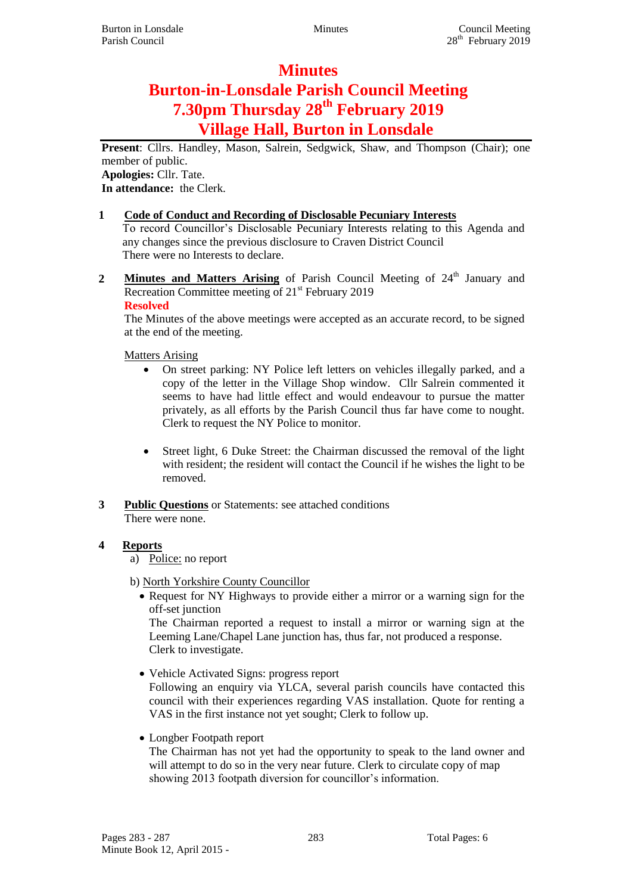# Minutes

# Burton-in-Lonsdale Parish Council Meeting

# 7.30pm Thursday 28th February 2019

# Village Hall, Burton in Lonsdale

**Present**: Cllrs. Handley, Mason, Salrein, Sedgwick, Shaw, and Thompson (Chair); one member of public.
**Apologies:** Cllr. Tate.
**In attendance:** the Clerk.

**1 Code of Conduct and Recording of Disclosable Pecuniary Interests**

To record Councillor's Disclosable Pecuniary Interests relating to this Agenda and any changes since the previous disclosure to Craven District Council
There were no Interests to declare.

**2 Minutes and Matters Arising** of Parish Council Meeting of 24th January and Recreation Committee meeting of 21st February 2019

**Resolved**

The Minutes of the above meetings were accepted as an accurate record, to be signed at the end of the meeting.

Matters Arising

- On street parking: NY Police left letters on vehicles illegally parked, and a copy of the letter in the Village Shop window. Cllr Salrein commented it seems to have had little effect and would endeavour to pursue the matter privately, as all efforts by the Parish Council thus far have come to nought. Clerk to request the NY Police to monitor.

- Street light, 6 Duke Street: the Chairman discussed the removal of the light with resident; the resident will contact the Council if he wishes the light to be removed.

**3 Public Questions** or Statements: see attached conditions
There were none.

**4 Reports**

a) Police: no report

b) North Yorkshire County Councillor

- Request for NY Highways to provide either a mirror or a warning sign for the off-set junction
The Chairman reported a request to install a mirror or warning sign at the Leeming Lane/Chapel Lane junction has, thus far, not produced a response. Clerk to investigate.

- Vehicle Activated Signs: progress report
Following an enquiry via YLCA, several parish councils have contacted this council with their experiences regarding VAS installation. Quote for renting a VAS in the first instance not yet sought; Clerk to follow up.

- Longber Footpath report
The Chairman has not yet had the opportunity to speak to the land owner and will attempt to do so in the very near future. Clerk to circulate copy of map showing 2013 footpath diversion for councillor's information.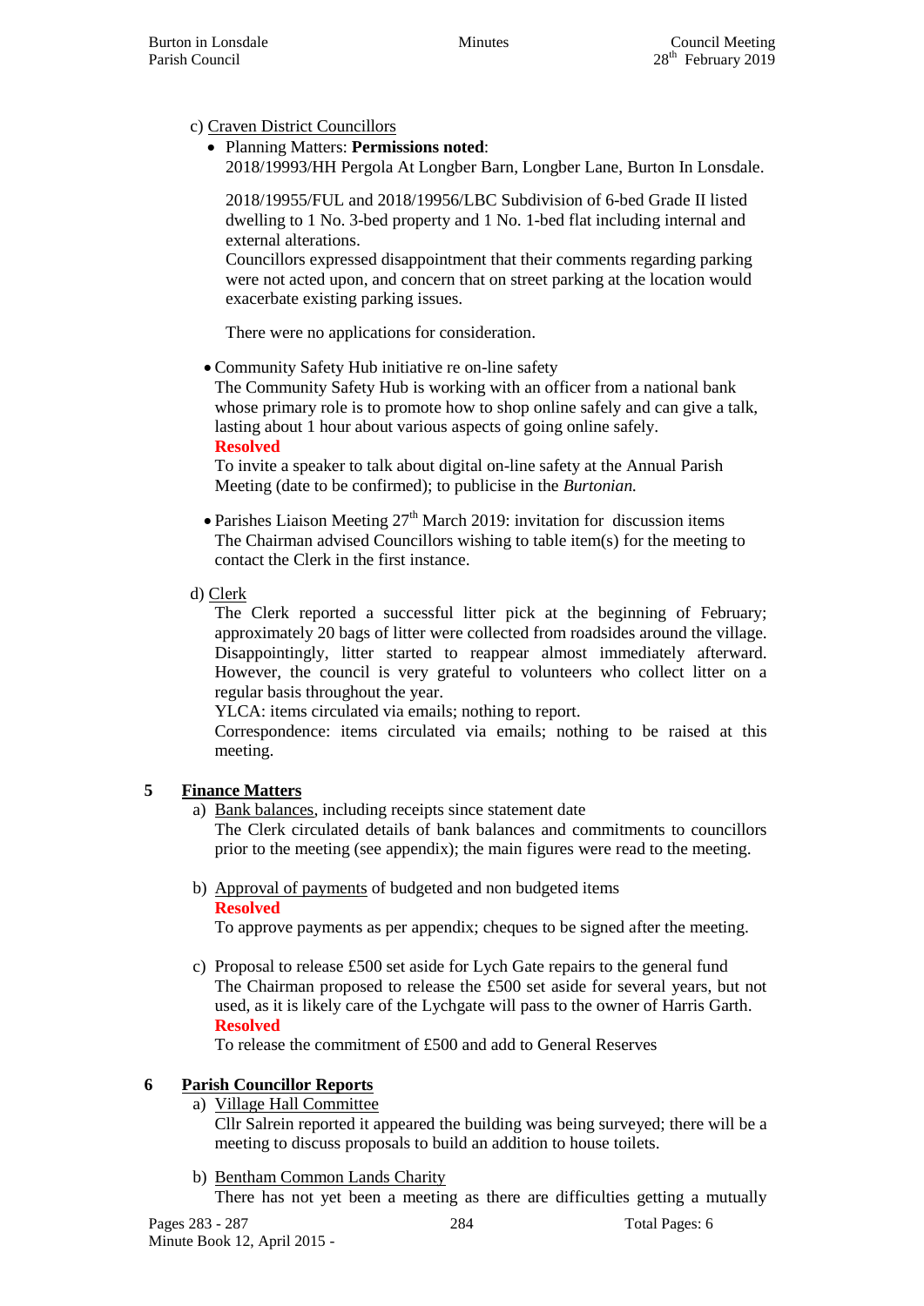c) Craven District Councillors

- Planning Matters: **Permissions noted**:
  2018/19993/HH Pergola At Longber Barn, Longber Lane, Burton In Lonsdale.

  2018/19955/FUL and 2018/19956/LBC Subdivision of 6-bed Grade II listed dwelling to 1 No. 3-bed property and 1 No. 1-bed flat including internal and external alterations.
  Councillors expressed disappointment that their comments regarding parking were not acted upon, and concern that on street parking at the location would exacerbate existing parking issues.

  There were no applications for consideration.

- Community Safety Hub initiative re on-line safety
  The Community Safety Hub is working with an officer from a national bank whose primary role is to promote how to shop online safely and can give a talk, lasting about 1 hour about various aspects of going online safely.
  **Resolved**
  To invite a speaker to talk about digital on-line safety at the Annual Parish Meeting (date to be confirmed); to publicise in the *Burtonian.*

- Parishes Liaison Meeting 27th March 2019: invitation for discussion items
  The Chairman advised Councillors wishing to table item(s) for the meeting to contact the Clerk in the first instance.

d) Clerk

The Clerk reported a successful litter pick at the beginning of February; approximately 20 bags of litter were collected from roadsides around the village. Disappointingly, litter started to reappear almost immediately afterward. However, the council is very grateful to volunteers who collect litter on a regular basis throughout the year.
YLCA: items circulated via emails; nothing to report.
Correspondence: items circulated via emails; nothing to be raised at this meeting.

## 5 Finance Matters

a) Bank balances, including receipts since statement date
The Clerk circulated details of bank balances and commitments to councillors prior to the meeting (see appendix); the main figures were read to the meeting.

b) Approval of payments of budgeted and non budgeted items
**Resolved**
To approve payments as per appendix; cheques to be signed after the meeting.

c) Proposal to release £500 set aside for Lych Gate repairs to the general fund
The Chairman proposed to release the £500 set aside for several years, but not used, as it is likely care of the Lychgate will pass to the owner of Harris Garth.
**Resolved**
To release the commitment of £500 and add to General Reserves

## 6 Parish Councillor Reports

a) Village Hall Committee
Cllr Salrein reported it appeared the building was being surveyed; there will be a meeting to discuss proposals to build an addition to house toilets.

b) Bentham Common Lands Charity
There has not yet been a meeting as there are difficulties getting a mutually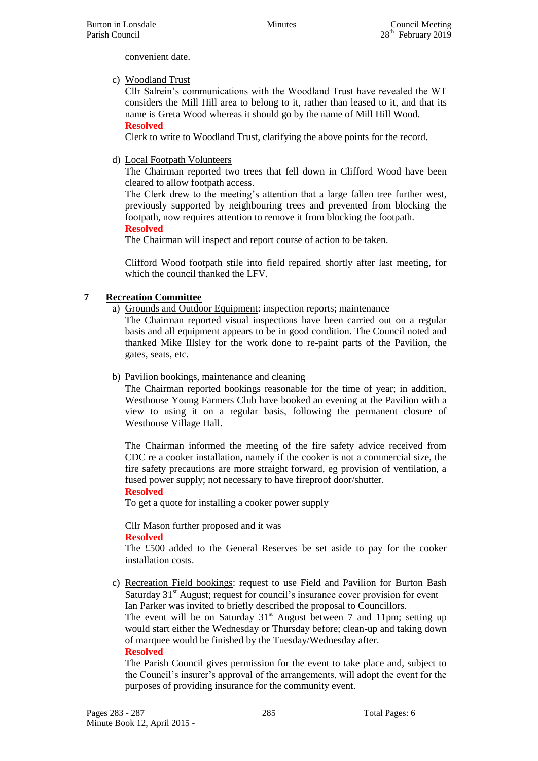convenient date.

c) Woodland Trust

Cllr Salrein's communications with the Woodland Trust have revealed the WT considers the Mill Hill area to belong to it, rather than leased to it, and that its name is Greta Wood whereas it should go by the name of Mill Hill Wood.

**Resolved**

Clerk to write to Woodland Trust, clarifying the above points for the record.

d) Local Footpath Volunteers

The Chairman reported two trees that fell down in Clifford Wood have been cleared to allow footpath access.

The Clerk drew to the meeting's attention that a large fallen tree further west, previously supported by neighbouring trees and prevented from blocking the footpath, now requires attention to remove it from blocking the footpath.

**Resolved**

The Chairman will inspect and report course of action to be taken.

Clifford Wood footpath stile into field repaired shortly after last meeting, for which the council thanked the LFV.

## 7 Recreation Committee

a) Grounds and Outdoor Equipment: inspection reports; maintenance

The Chairman reported visual inspections have been carried out on a regular basis and all equipment appears to be in good condition. The Council noted and thanked Mike Illsley for the work done to re-paint parts of the Pavilion, the gates, seats, etc.

b) Pavilion bookings, maintenance and cleaning

The Chairman reported bookings reasonable for the time of year; in addition, Westhouse Young Farmers Club have booked an evening at the Pavilion with a view to using it on a regular basis, following the permanent closure of Westhouse Village Hall.

The Chairman informed the meeting of the fire safety advice received from CDC re a cooker installation, namely if the cooker is not a commercial size, the fire safety precautions are more straight forward, eg provision of ventilation, a fused power supply; not necessary to have fireproof door/shutter.

**Resolved**

To get a quote for installing a cooker power supply

Cllr Mason further proposed and it was

**Resolved**

The £500 added to the General Reserves be set aside to pay for the cooker installation costs.

c) Recreation Field bookings: request to use Field and Pavilion for Burton Bash Saturday 31st August; request for council's insurance cover provision for event

Ian Parker was invited to briefly described the proposal to Councillors.

The event will be on Saturday 31st August between 7 and 11pm; setting up would start either the Wednesday or Thursday before; clean-up and taking down of marquee would be finished by the Tuesday/Wednesday after.

**Resolved**

The Parish Council gives permission for the event to take place and, subject to the Council's insurer's approval of the arrangements, will adopt the event for the purposes of providing insurance for the community event.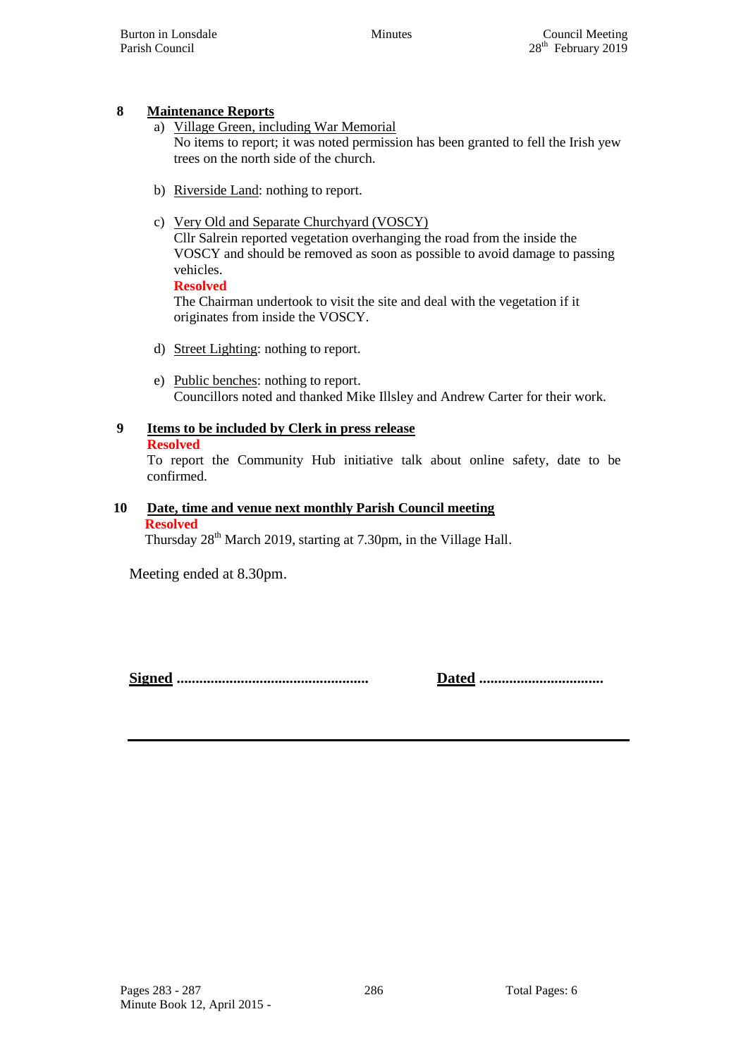## 8 Maintenance Reports

a) Village Green, including War Memorial
No items to report; it was noted permission has been granted to fell the Irish yew trees on the north side of the church.

b) Riverside Land: nothing to report.

c) Very Old and Separate Churchyard (VOSCY)
Cllr Salrein reported vegetation overhanging the road from the inside the VOSCY and should be removed as soon as possible to avoid damage to passing vehicles.
**Resolved**
The Chairman undertook to visit the site and deal with the vegetation if it originates from inside the VOSCY.

d) Street Lighting: nothing to report.

e) Public benches: nothing to report.
Councillors noted and thanked Mike Illsley and Andrew Carter for their work.

## 9 Items to be included by Clerk in press release

**Resolved**
To report the Community Hub initiative talk about online safety, date to be confirmed.

## 10 Date, time and venue next monthly Parish Council meeting

**Resolved**
Thursday 28th March 2019, starting at 7.30pm, in the Village Hall.

Meeting ended at 8.30pm.

**Signed** ..................................................  **Dated** ................................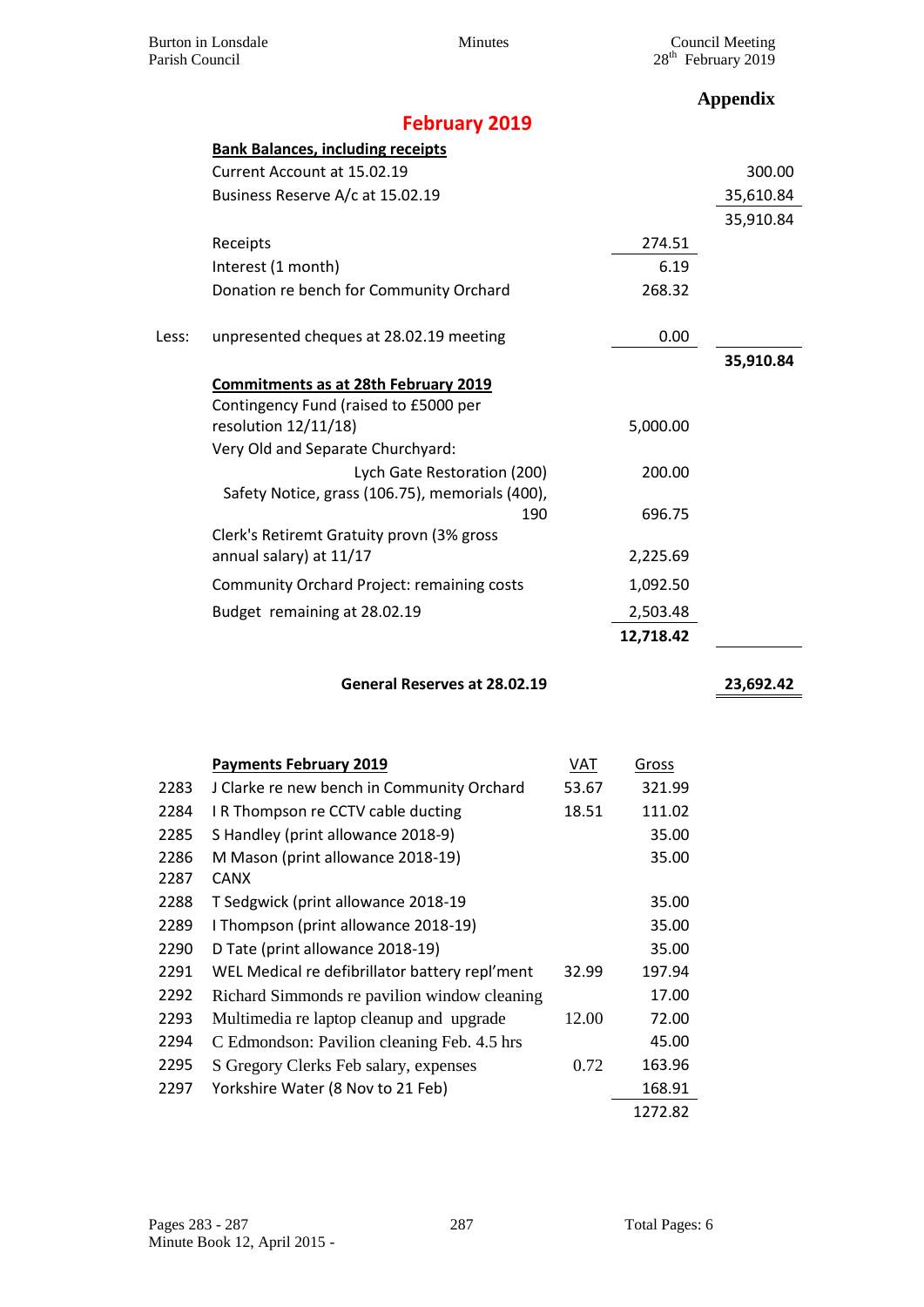## Appendix

## February 2019

| | | | |
|---|---|---|---|
| | **Bank Balances, including receipts** | | |
| | Current Account at 15.02.19 | | 300.00 |
| | Business Reserve A/c at 15.02.19 | | 35,610.84 |
| | | | 35,910.84 |
| | Receipts | 274.51 | |
| | Interest (1 month) | 6.19 | |
| | Donation re bench for Community Orchard | 268.32 | |
| Less: | unpresented cheques at 28.02.19 meeting | 0.00 | |
| | | | **35,910.84** |
| | **Commitments as at 28th February 2019** | | |
| | Contingency Fund (raised to £5000 per resolution 12/11/18) | 5,000.00 | |
| | Very Old and Separate Churchyard: | | |
| | Lych Gate Restoration (200) | 200.00 | |
| | Safety Notice, grass (106.75), memorials (400), 190 | 696.75 | |
| | Clerk's Retiremt Gratuity provn (3% gross annual salary) at 11/17 | 2,225.69 | |
| | Community Orchard Project: remaining costs | 1,092.50 | |
| | Budget remaining at 28.02.19 | 2,503.48 | |
| | | **12,718.42** | |
| | **General Reserves at 28.02.19** | | **23,692.42** |

| | **Payments February 2019** | VAT | Gross |
|---|---|---|---|
| 2283 | J Clarke re new bench in Community Orchard | 53.67 | 321.99 |
| 2284 | I R Thompson re CCTV cable ducting | 18.51 | 111.02 |
| 2285 | S Handley (print allowance 2018-9) | | 35.00 |
| 2286 | M Mason (print allowance 2018-19) | | 35.00 |
| 2287 | CANX | | |
| 2288 | T Sedgwick (print allowance 2018-19 | | 35.00 |
| 2289 | I Thompson (print allowance 2018-19) | | 35.00 |
| 2290 | D Tate (print allowance 2018-19) | | 35.00 |
| 2291 | WEL Medical re defibrillator battery repl'ment | 32.99 | 197.94 |
| 2292 | Richard Simmonds re pavilion window cleaning | | 17.00 |
| 2293 | Multimedia re laptop cleanup and upgrade | 12.00 | 72.00 |
| 2294 | C Edmondson: Pavilion cleaning Feb. 4.5 hrs | | 45.00 |
| 2295 | S Gregory Clerks Feb salary, expenses | 0.72 | 163.96 |
| 2297 | Yorkshire Water (8 Nov to 21 Feb) | | 168.91 |
| | | | 1272.82 |